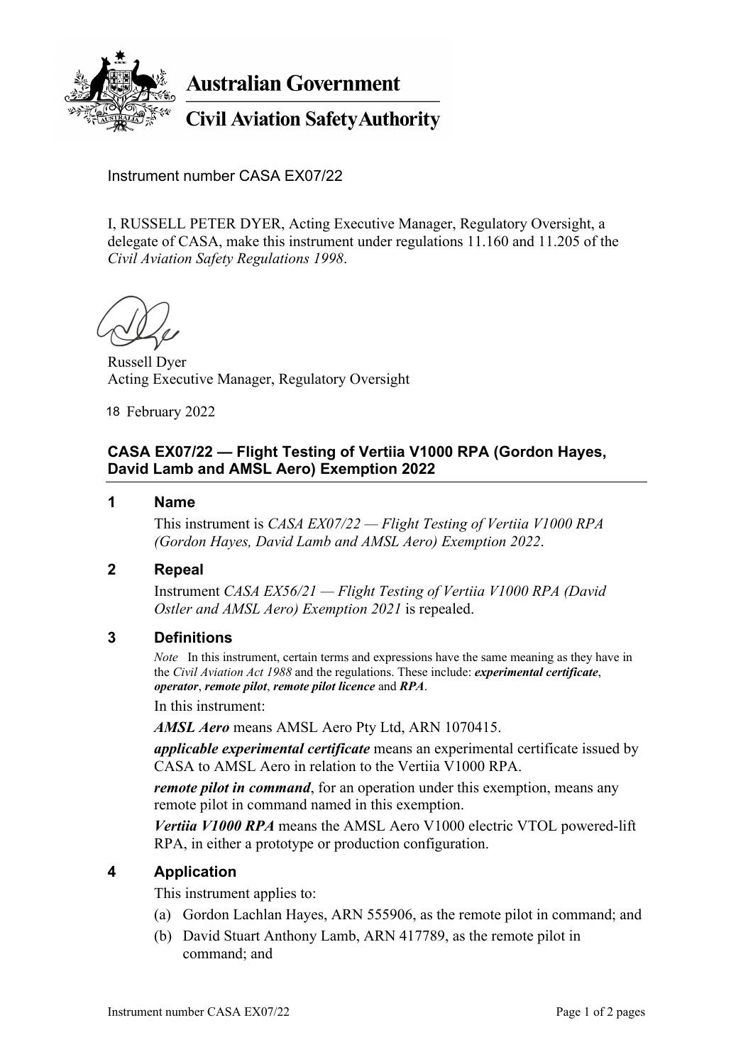Australian Government

Civil Aviation Safety Authority

Instrument number CASA EX07/22

I, RUSSELL PETER DYER, Acting Executive Manager, Regulatory Oversight, a delegate of CASA, make this instrument under regulations 11.160 and 11.205 of the *Civil Aviation Safety Regulations 1998*.

Russell Dyer
Acting Executive Manager, Regulatory Oversight

18 February 2022

## CASA EX07/22 — Flight Testing of Vertiia V1000 RPA (Gordon Hayes, David Lamb and AMSL Aero) Exemption 2022

### 1 Name

This instrument is *CASA EX07/22 — Flight Testing of Vertiia V1000 RPA (Gordon Hayes, David Lamb and AMSL Aero) Exemption 2022*.

### 2 Repeal

Instrument *CASA EX56/21 — Flight Testing of Vertiia V1000 RPA (David Ostler and AMSL Aero) Exemption 2021* is repealed.

### 3 Definitions

*Note* In this instrument, certain terms and expressions have the same meaning as they have in the *Civil Aviation Act 1988* and the regulations. These include: ***experimental certificate***, ***operator***, ***remote pilot***, ***remote pilot licence*** and ***RPA***.

In this instrument:

***AMSL Aero*** means AMSL Aero Pty Ltd, ARN 1070415.

***applicable experimental certificate*** means an experimental certificate issued by CASA to AMSL Aero in relation to the Vertiia V1000 RPA.

***remote pilot in command***, for an operation under this exemption, means any remote pilot in command named in this exemption.

***Vertiia V1000 RPA*** means the AMSL Aero V1000 electric VTOL powered-lift RPA, in either a prototype or production configuration.

### 4 Application

This instrument applies to:

(a) Gordon Lachlan Hayes, ARN 555906, as the remote pilot in command; and

(b) David Stuart Anthony Lamb, ARN 417789, as the remote pilot in command; and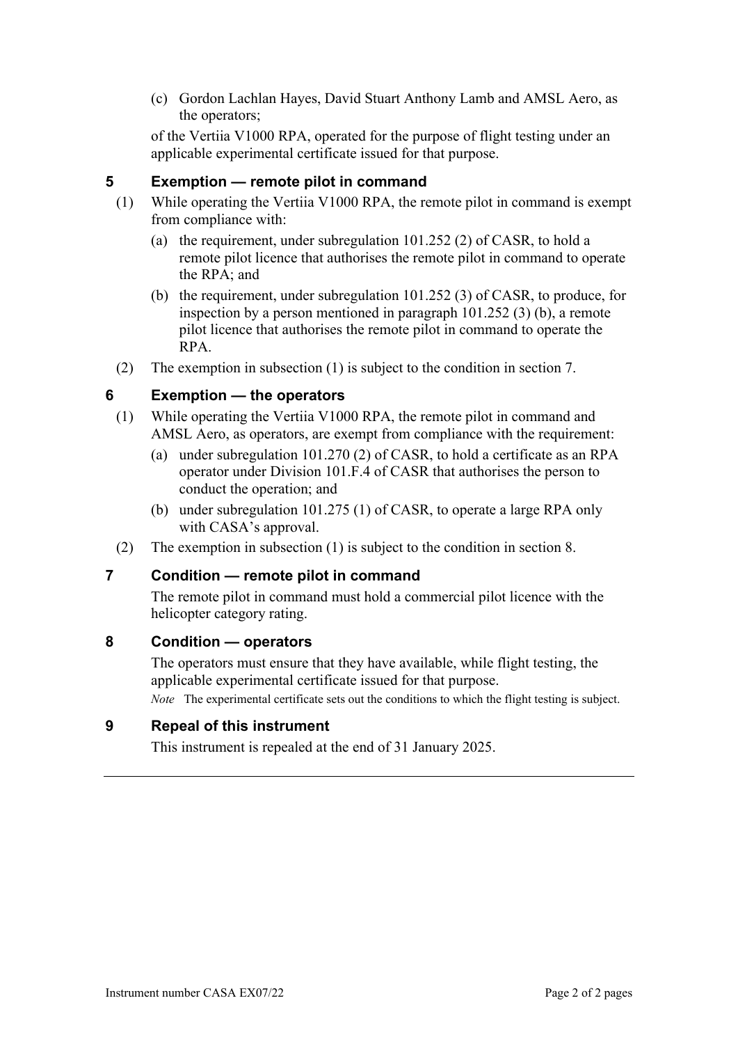(c) Gordon Lachlan Hayes, David Stuart Anthony Lamb and AMSL Aero, as the operators;

of the Vertiia V1000 RPA, operated for the purpose of flight testing under an applicable experimental certificate issued for that purpose.

## 5 Exemption — remote pilot in command

(1) While operating the Vertiia V1000 RPA, the remote pilot in command is exempt from compliance with:

(a) the requirement, under subregulation 101.252 (2) of CASR, to hold a remote pilot licence that authorises the remote pilot in command to operate the RPA; and

(b) the requirement, under subregulation 101.252 (3) of CASR, to produce, for inspection by a person mentioned in paragraph 101.252 (3) (b), a remote pilot licence that authorises the remote pilot in command to operate the RPA.

(2) The exemption in subsection (1) is subject to the condition in section 7.

## 6 Exemption — the operators

(1) While operating the Vertiia V1000 RPA, the remote pilot in command and AMSL Aero, as operators, are exempt from compliance with the requirement:

(a) under subregulation 101.270 (2) of CASR, to hold a certificate as an RPA operator under Division 101.F.4 of CASR that authorises the person to conduct the operation; and

(b) under subregulation 101.275 (1) of CASR, to operate a large RPA only with CASA's approval.

(2) The exemption in subsection (1) is subject to the condition in section 8.

## 7 Condition — remote pilot in command

The remote pilot in command must hold a commercial pilot licence with the helicopter category rating.

## 8 Condition — operators

The operators must ensure that they have available, while flight testing, the applicable experimental certificate issued for that purpose.

*Note* The experimental certificate sets out the conditions to which the flight testing is subject.

## 9 Repeal of this instrument

This instrument is repealed at the end of 31 January 2025.

---

Instrument number CASA EX07/22